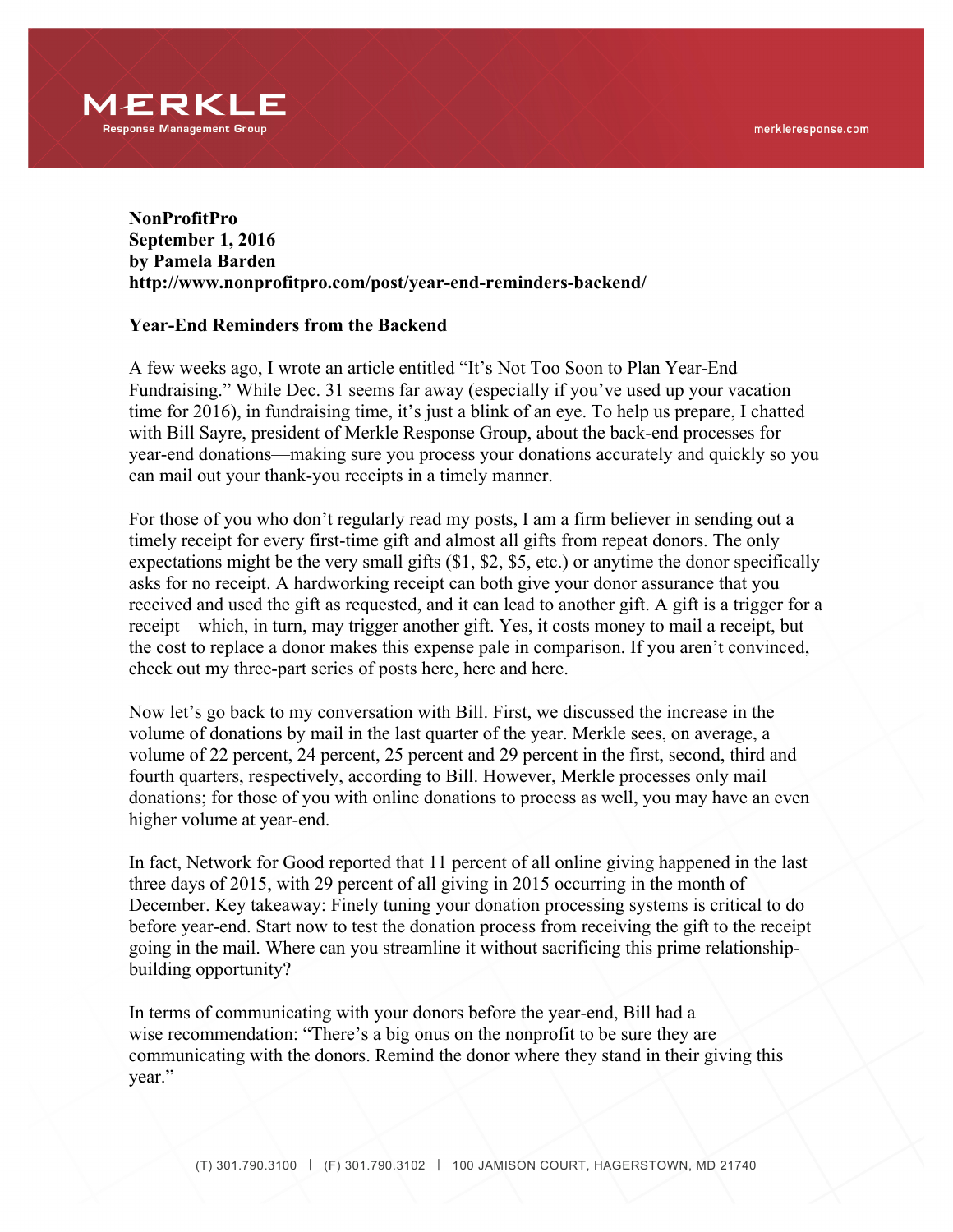**NonProfitPro**
**September 1, 2016**
**by Pamela Barden**
**http://www.nonprofitpro.com/post/year-end-reminders-backend/**

## Year-End Reminders from the Backend

A few weeks ago, I wrote an article entitled "It's Not Too Soon to Plan Year-End Fundraising." While Dec. 31 seems far away (especially if you've used up your vacation time for 2016), in fundraising time, it's just a blink of an eye. To help us prepare, I chatted with Bill Sayre, president of Merkle Response Group, about the back-end processes for year-end donations—making sure you process your donations accurately and quickly so you can mail out your thank-you receipts in a timely manner.

For those of you who don't regularly read my posts, I am a firm believer in sending out a timely receipt for every first-time gift and almost all gifts from repeat donors. The only expectations might be the very small gifts ($1, $2, $5, etc.) or anytime the donor specifically asks for no receipt. A hardworking receipt can both give your donor assurance that you received and used the gift as requested, and it can lead to another gift. A gift is a trigger for a receipt—which, in turn, may trigger another gift. Yes, it costs money to mail a receipt, but the cost to replace a donor makes this expense pale in comparison. If you aren't convinced, check out my three-part series of posts here, here and here.

Now let's go back to my conversation with Bill. First, we discussed the increase in the volume of donations by mail in the last quarter of the year. Merkle sees, on average, a volume of 22 percent, 24 percent, 25 percent and 29 percent in the first, second, third and fourth quarters, respectively, according to Bill. However, Merkle processes only mail donations; for those of you with online donations to process as well, you may have an even higher volume at year-end.

In fact, Network for Good reported that 11 percent of all online giving happened in the last three days of 2015, with 29 percent of all giving in 2015 occurring in the month of December. Key takeaway: Finely tuning your donation processing systems is critical to do before year-end. Start now to test the donation process from receiving the gift to the receipt going in the mail. Where can you streamline it without sacrificing this prime relationship-building opportunity?

In terms of communicating with your donors before the year-end, Bill had a wise recommendation: "There's a big onus on the nonprofit to be sure they are communicating with the donors. Remind the donor where they stand in their giving this year."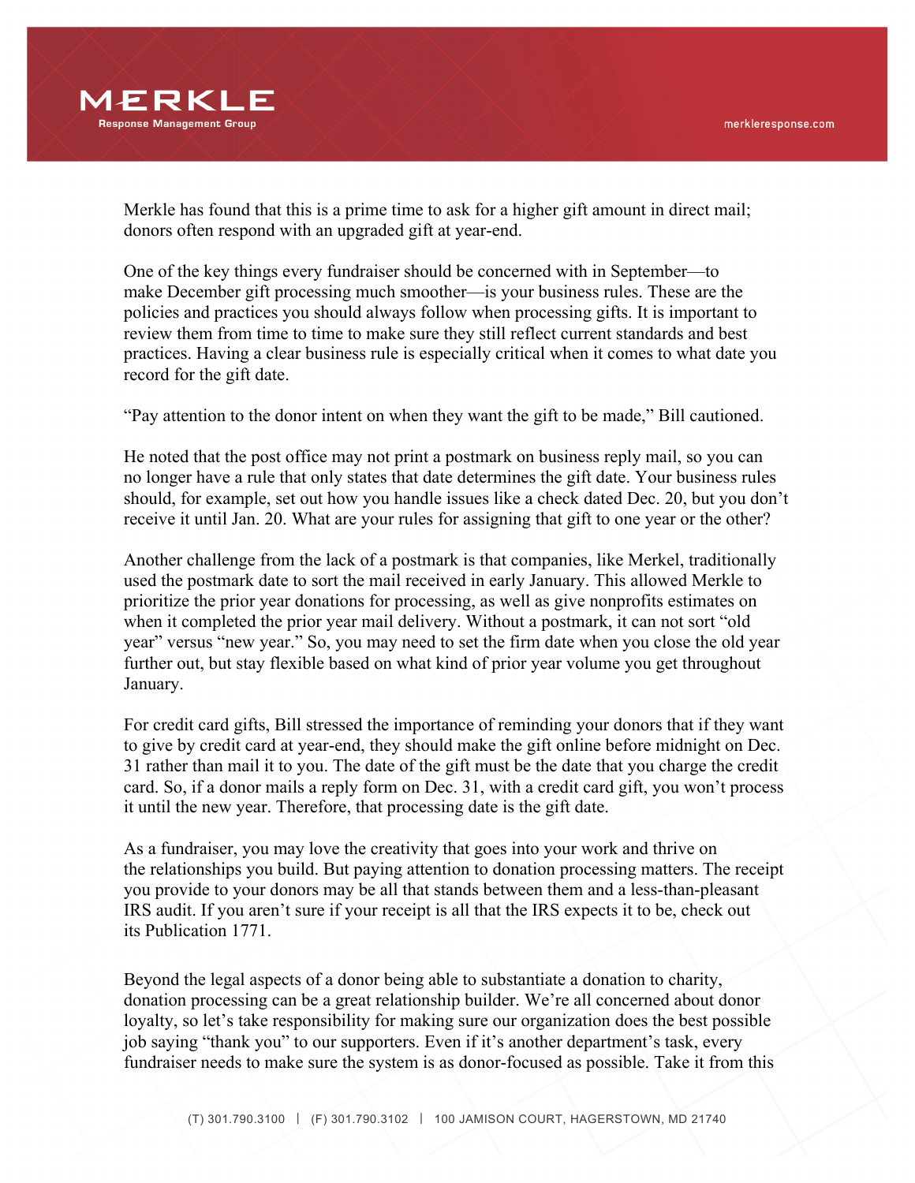Merkle has found that this is a prime time to ask for a higher gift amount in direct mail; donors often respond with an upgraded gift at year-end.

One of the key things every fundraiser should be concerned with in September—to make December gift processing much smoother—is your business rules. These are the policies and practices you should always follow when processing gifts. It is important to review them from time to time to make sure they still reflect current standards and best practices. Having a clear business rule is especially critical when it comes to what date you record for the gift date.

“Pay attention to the donor intent on when they want the gift to be made,” Bill cautioned.

He noted that the post office may not print a postmark on business reply mail, so you can no longer have a rule that only states that date determines the gift date. Your business rules should, for example, set out how you handle issues like a check dated Dec. 20, but you don’t receive it until Jan. 20. What are your rules for assigning that gift to one year or the other?

Another challenge from the lack of a postmark is that companies, like Merkel, traditionally used the postmark date to sort the mail received in early January. This allowed Merkle to prioritize the prior year donations for processing, as well as give nonprofits estimates on when it completed the prior year mail delivery. Without a postmark, it can not sort “old year” versus “new year.” So, you may need to set the firm date when you close the old year further out, but stay flexible based on what kind of prior year volume you get throughout January.

For credit card gifts, Bill stressed the importance of reminding your donors that if they want to give by credit card at year-end, they should make the gift online before midnight on Dec. 31 rather than mail it to you. The date of the gift must be the date that you charge the credit card. So, if a donor mails a reply form on Dec. 31, with a credit card gift, you won’t process it until the new year. Therefore, that processing date is the gift date.

As a fundraiser, you may love the creativity that goes into your work and thrive on the relationships you build. But paying attention to donation processing matters. The receipt you provide to your donors may be all that stands between them and a less-than-pleasant IRS audit. If you aren’t sure if your receipt is all that the IRS expects it to be, check out its Publication 1771.

Beyond the legal aspects of a donor being able to substantiate a donation to charity, donation processing can be a great relationship builder. We’re all concerned about donor loyalty, so let’s take responsibility for making sure our organization does the best possible job saying “thank you” to our supporters. Even if it’s another department’s task, every fundraiser needs to make sure the system is as donor-focused as possible. Take it from this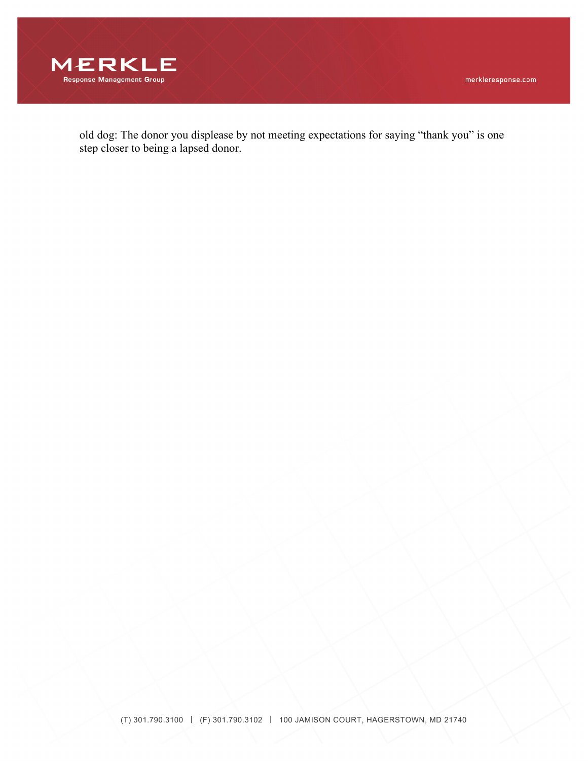old dog: The donor you displease by not meeting expectations for saying “thank you” is one step closer to being a lapsed donor.